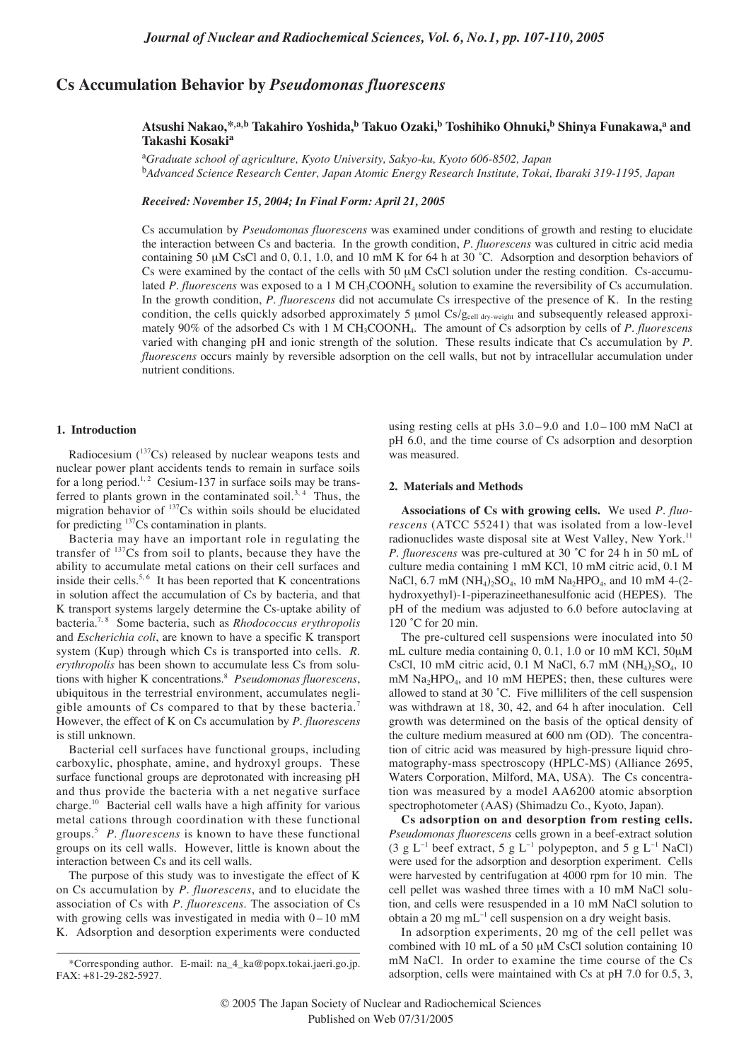# Cs Accumulation Behavior by *Pseudomonas fluorescens*

**Atsushi Nakao,\*[a,b] Takahiro Yoshida,[b] Takuo Ozaki,[b] Toshihiko Ohnuki,[b] Shinya Funakawa,[a] and Takashi Kosaki[a]**

[a]*Graduate school of agriculture, Kyoto University, Sakyo-ku, Kyoto 606-8502, Japan*
[b]*Advanced Science Research Center, Japan Atomic Energy Research Institute, Tokai, Ibaraki 319-1195, Japan*

*Received: November 15, 2004; In Final Form: April 21, 2005*

Cs accumulation by *Pseudomonas fluorescens* was examined under conditions of growth and resting to elucidate the interaction between Cs and bacteria. In the growth condition, *P. fluorescens* was cultured in citric acid media containing 50 μM CsCl and 0, 0.1, 1.0, and 10 mM K for 64 h at 30 ˚C. Adsorption and desorption behaviors of Cs were examined by the contact of the cells with 50 μM CsCl solution under the resting condition. Cs-accumulated *P. fluorescens* was exposed to a 1 M $CH_3COONH_4$ solution to examine the reversibility of Cs accumulation. In the growth condition, *P. fluorescens* did not accumulate Cs irrespective of the presence of K. In the resting condition, the cells quickly adsorbed approximately 5 μmol Cs/$g_{cell\ dry\text{-}weight}$ and subsequently released approximately 90% of the adsorbed Cs with 1 M $CH_3COONH_4$. The amount of Cs adsorption by cells of *P. fluorescens* varied with changing pH and ionic strength of the solution. These results indicate that Cs accumulation by *P. fluorescens* occurs mainly by reversible adsorption on the cell walls, but not by intracellular accumulation under nutrient conditions.

## 1. Introduction

Radiocesium ($^{137}$Cs) released by nuclear weapons tests and nuclear power plant accidents tends to remain in surface soils for a long period.[1, 2] Cesium-137 in surface soils may be transferred to plants grown in the contaminated soil.[3, 4] Thus, the migration behavior of $^{137}$Cs within soils should be elucidated for predicting $^{137}$Cs contamination in plants.

Bacteria may have an important role in regulating the transfer of $^{137}$Cs from soil to plants, because they have the ability to accumulate metal cations on their cell surfaces and inside their cells.[5, 6] It has been reported that K concentrations in solution affect the accumulation of Cs by bacteria, and that K transport systems largely determine the Cs-uptake ability of bacteria.[7, 8] Some bacteria, such as *Rhodococcus erythropolis* and *Escherichia coli*, are known to have a specific K transport system (Kup) through which Cs is transported into cells. *R. erythropolis* has been shown to accumulate less Cs from solutions with higher K concentrations.[8] *Pseudomonas fluorescens*, ubiquitous in the terrestrial environment, accumulates negligible amounts of Cs compared to that by these bacteria.[7] However, the effect of K on Cs accumulation by *P. fluorescens* is still unknown.

Bacterial cell surfaces have functional groups, including carboxylic, phosphate, amine, and hydroxyl groups. These surface functional groups are deprotonated with increasing pH and thus provide the bacteria with a net negative surface charge.[10] Bacterial cell walls have a high affinity for various metal cations through coordination with these functional groups.[5] *P. fluorescens* is known to have these functional groups on its cell walls. However, little is known about the interaction between Cs and its cell walls.

The purpose of this study was to investigate the effect of K on Cs accumulation by *P. fluorescens*, and to elucidate the association of Cs with *P. fluorescens*. The association of Cs with growing cells was investigated in media with 0 – 10 mM K. Adsorption and desorption experiments were conducted using resting cells at pHs 3.0 – 9.0 and 1.0 – 100 mM NaCl at pH 6.0, and the time course of Cs adsorption and desorption was measured.

\*Corresponding author. E-mail: na_4_ka@popx.tokai.jaeri.go.jp. FAX: +81-29-282-5927.

## 2. Materials and Methods

**Associations of Cs with growing cells.** We used *P. fluorescens* (ATCC 55241) that was isolated from a low-level radionuclides waste disposal site at West Valley, New York.[11] *P. fluorescens* was pre-cultured at 30 ˚C for 24 h in 50 mL of culture media containing 1 mM KCl, 10 mM citric acid, 0.1 M NaCl, 6.7 mM $(NH_4)_2SO_4$, 10 mM $Na_2HPO_4$, and 10 mM 4-(2-hydroxyethyl)-1-piperazineethanesulfonic acid (HEPES). The pH of the medium was adjusted to 6.0 before autoclaving at 120 ˚C for 20 min.

The pre-cultured cell suspensions were inoculated into 50 mL culture media containing 0, 0.1, 1.0 or 10 mM KCl, 50μM CsCl, 10 mM citric acid, 0.1 M NaCl, 6.7 mM $(NH_4)_2SO_4$, 10 mM $Na_2HPO_4$, and 10 mM HEPES; then, these cultures were allowed to stand at 30 ˚C. Five milliliters of the cell suspension was withdrawn at 18, 30, 42, and 64 h after inoculation. Cell growth was determined on the basis of the optical density of the culture medium measured at 600 nm (OD). The concentration of citric acid was measured by high-pressure liquid chromatography-mass spectroscopy (HPLC-MS) (Alliance 2695, Waters Corporation, Milford, MA, USA). The Cs concentration was measured by a model AA6200 atomic absorption spectrophotometer (AAS) (Shimadzu Co., Kyoto, Japan).

**Cs adsorption on and desorption from resting cells.** *Pseudomonas fluorescens* cells grown in a beef-extract solution (3 g $L^{-1}$ beef extract, 5 g $L^{-1}$ polypepton, and 5 g $L^{-1}$ NaCl) were used for the adsorption and desorption experiment. Cells were harvested by centrifugation at 4000 rpm for 10 min. The cell pellet was washed three times with a 10 mM NaCl solution, and cells were resuspended in a 10 mM NaCl solution to obtain a 20 mg $mL^{-1}$ cell suspension on a dry weight basis.

In adsorption experiments, 20 mg of the cell pellet was combined with 10 mL of a 50 μM CsCl solution containing 10 mM NaCl. In order to examine the time course of the Cs adsorption, cells were maintained with Cs at pH 7.0 for 0.5, 3,

© 2005 The Japan Society of Nuclear and Radiochemical Sciences
Published on Web 07/31/2005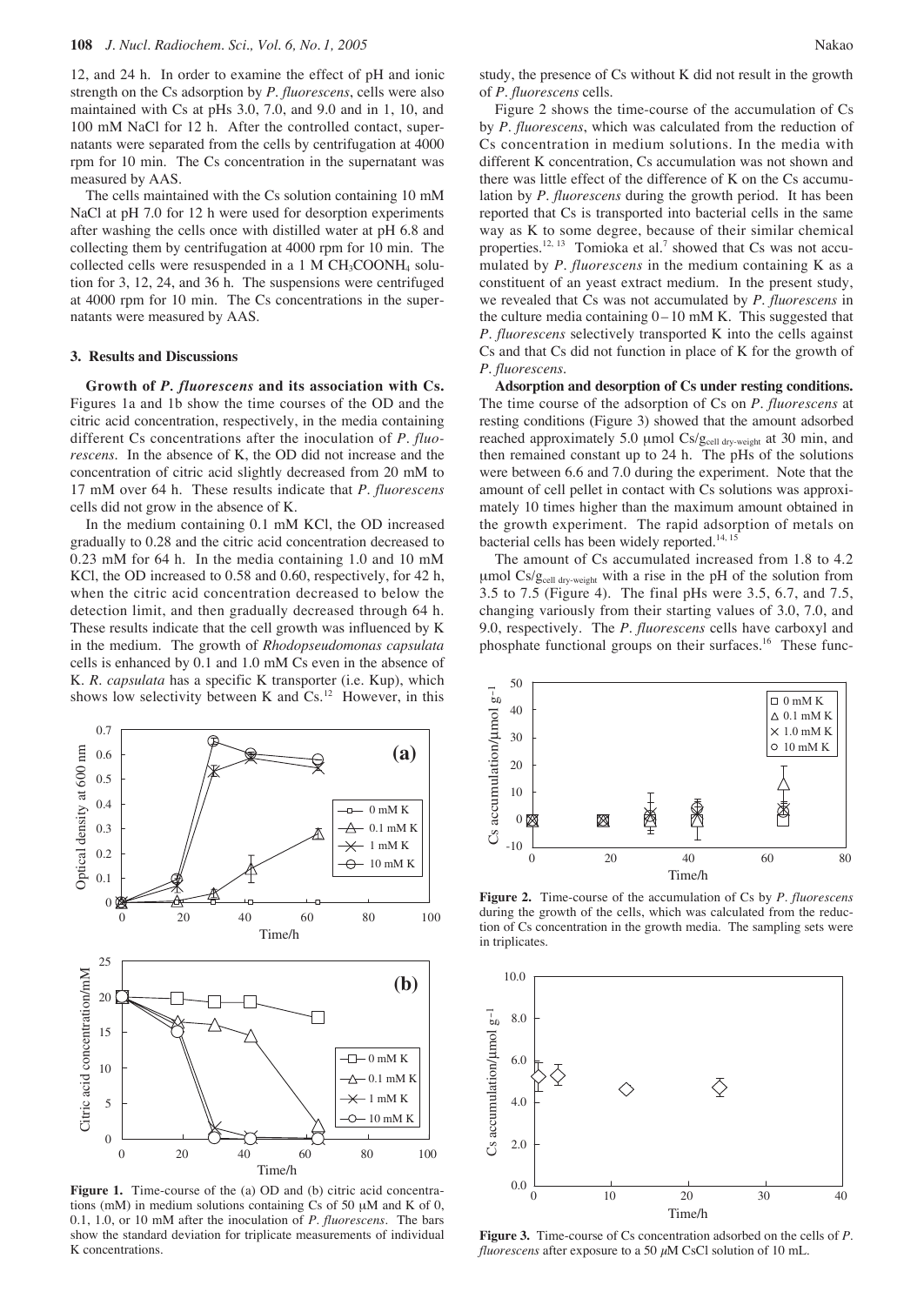12, and 24 h. In order to examine the effect of pH and ionic strength on the Cs adsorption by *P. fluorescens*, cells were also maintained with Cs at pHs 3.0, 7.0, and 9.0 and in 1, 10, and 100 mM NaCl for 12 h. After the controlled contact, supernatants were separated from the cells by centrifugation at 4000 rpm for 10 min. The Cs concentration in the supernatant was measured by AAS.

The cells maintained with the Cs solution containing 10 mM NaCl at pH 7.0 for 12 h were used for desorption experiments after washing the cells once with distilled water at pH 6.8 and collecting them by centrifugation at 4000 rpm for 10 min. The collected cells were resuspended in a 1 M $CH_3COONH_4$ solution for 3, 12, 24, and 36 h. The suspensions were centrifuged at 4000 rpm for 10 min. The Cs concentrations in the supernatants were measured by AAS.

### 3. Results and Discussions

**Growth of *P. fluorescens* and its association with Cs.** Figures 1a and 1b show the time courses of the OD and the citric acid concentration, respectively, in the media containing different Cs concentrations after the inoculation of *P. fluorescens*. In the absence of K, the OD did not increase and the concentration of citric acid slightly decreased from 20 mM to 17 mM over 64 h. These results indicate that *P. fluorescens* cells did not grow in the absence of K.

In the medium containing 0.1 mM KCl, the OD increased gradually to 0.28 and the citric acid concentration decreased to 0.23 mM for 64 h. In the media containing 1.0 and 10 mM KCl, the OD increased to 0.58 and 0.60, respectively, for 42 h, when the citric acid concentration decreased to below the detection limit, and then gradually decreased through 64 h. These results indicate that the cell growth was influenced by K in the medium. The growth of *Rhodopseudomonas capsulata* cells is enhanced by 0.1 and 1.0 mM Cs even in the absence of K. *R. capsulata* has a specific K transporter (i.e. Kup), which shows low selectivity between K and Cs.[12] However, in this study, the presence of Cs without K did not result in the growth of *P. fluorescens* cells.

**Figure 1.** Time-course of the (a) OD and (b) citric acid concentrations (mM) in medium solutions containing Cs of 50 μM and K of 0, 0.1, 1.0, or 10 mM after the inoculation of *P. fluorescens*. The bars show the standard deviation for triplicate measurements of individual K concentrations.

Figure 2 shows the time-course of the accumulation of Cs by *P. fluorescens*, which was calculated from the reduction of Cs concentration in medium solutions. In the media with different K concentration, Cs accumulation was not shown and there was little effect of the difference of K on the Cs accumulation by *P. fluorescens* during the growth period. It has been reported that Cs is transported into bacterial cells in the same way as K to some degree, because of their similar chemical properties.[12, 13] Tomioka et al.[7] showed that Cs was not accumulated by *P. fluorescens* in the medium containing K as a constituent of an yeast extract medium. In the present study, we revealed that Cs was not accumulated by *P. fluorescens* in the culture media containing 0 – 10 mM K. This suggested that *P. fluorescens* selectively transported K into the cells against Cs and that Cs did not function in place of K for the growth of *P. fluorescens*.

**Adsorption and desorption of Cs under resting conditions.** The time course of the adsorption of Cs on *P. fluorescens* at resting conditions (Figure 3) showed that the amount adsorbed reached approximately 5.0 μmol Cs/$g_{cell\ dry\text{-}weight}$ at 30 min, and then remained constant up to 24 h. The pHs of the solutions were between 6.6 and 7.0 during the experiment. Note that the amount of cell pellet in contact with Cs solutions was approximately 10 times higher than the maximum amount obtained in the growth experiment. The rapid adsorption of metals on bacterial cells has been widely reported.[14, 15]

The amount of Cs accumulated increased from 1.8 to 4.2 μmol Cs/$g_{cell\ dry\text{-}weight}$ with a rise in the pH of the solution from 3.5 to 7.5 (Figure 4). The final pHs were 3.5, 6.7, and 7.5, changing variously from their starting values of 3.0, 7.0, and 9.0, respectively. The *P. fluorescens* cells have carboxyl and phosphate functional groups on their surfaces.[16] These func-

**Figure 2.** Time-course of the accumulation of Cs by *P. fluorescens* during the growth of the cells, which was calculated from the reduction of Cs concentration in the growth media. The sampling sets were in triplicates.

**Figure 3.** Time-course of Cs concentration adsorbed on the cells of *P. fluorescens* after exposure to a 50 μM CsCl solution of 10 mL.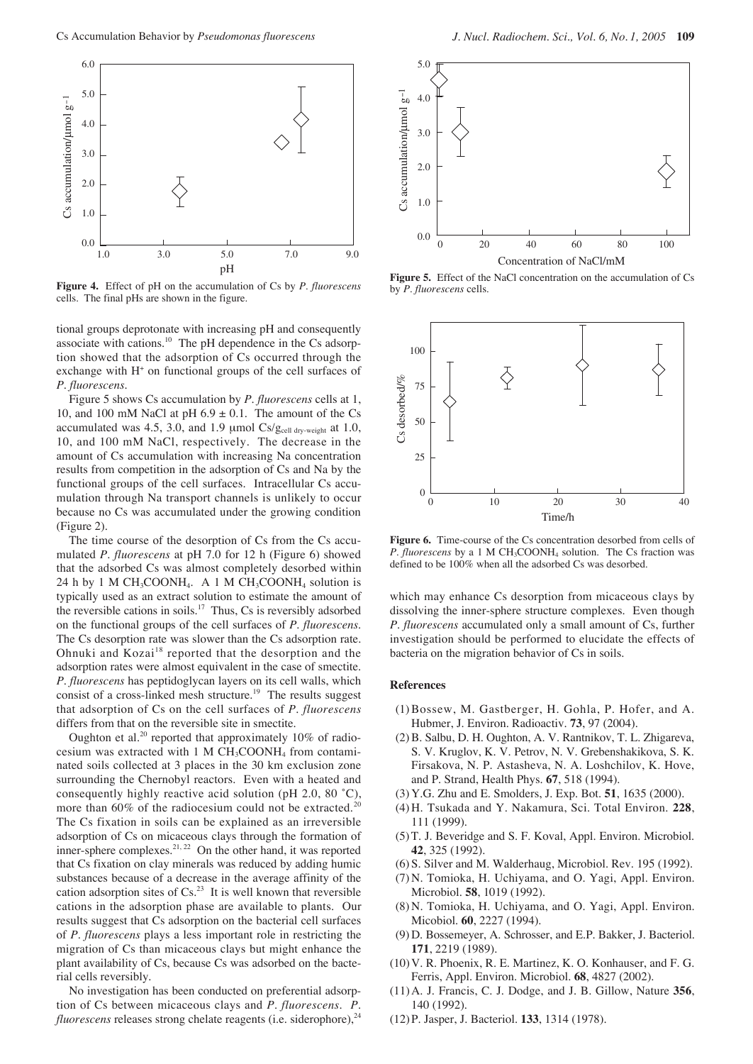**Figure 4.** Effect of pH on the accumulation of Cs by *P. fluorescens* cells. The final pHs are shown in the figure.

tional groups deprotonate with increasing pH and consequently associate with cations.[10] The pH dependence in the Cs adsorption showed that the adsorption of Cs occurred through the exchange with $H^+$ on functional groups of the cell surfaces of *P. fluorescens*.

Figure 5 shows Cs accumulation by *P. fluorescens* cells at 1, 10, and 100 mM NaCl at pH 6.9 ± 0.1. The amount of the Cs accumulated was 4.5, 3.0, and 1.9 μmol $Cs/g_{cell\ dry\text{-}weight}$ at 1.0, 10, and 100 mM NaCl, respectively. The decrease in the amount of Cs accumulation with increasing Na concentration results from competition in the adsorption of Cs and Na by the functional groups of the cell surfaces. Intracellular Cs accumulation through Na transport channels is unlikely to occur because no Cs was accumulated under the growing condition (Figure 2).

The time course of the desorption of Cs from the Cs accumulated *P. fluorescens* at pH 7.0 for 12 h (Figure 6) showed that the adsorbed Cs was almost completely desorbed within 24 h by 1 M $CH_3COONH_4$. A 1 M $CH_3COONH_4$ solution is typically used as an extract solution to estimate the amount of the reversible cations in soils.[17] Thus, Cs is reversibly adsorbed on the functional groups of the cell surfaces of *P. fluorescens*. The Cs desorption rate was slower than the Cs adsorption rate. Ohnuki and Kozai[18] reported that the desorption and the adsorption rates were almost equivalent in the case of smectite. *P. fluorescens* has peptidoglycan layers on its cell walls, which consist of a cross-linked mesh structure.[19] The results suggest that adsorption of Cs on the cell surfaces of *P. fluorescens* differs from that on the reversible site in smectite.

Oughton et al.[20] reported that approximately 10% of radiocesium was extracted with 1 M $CH_3COONH_4$ from contaminated soils collected at 3 places in the 30 km exclusion zone surrounding the Chernobyl reactors. Even with a heated and consequently highly reactive acid solution (pH 2.0, 80 ˚C), more than 60% of the radiocesium could not be extracted.[20] The Cs fixation in soils can be explained as an irreversible adsorption of Cs on micaceous clays through the formation of inner-sphere complexes.[21, 22] On the other hand, it was reported that Cs fixation on clay minerals was reduced by adding humic substances because of a decrease in the average affinity of the cation adsorption sites of Cs.[23] It is well known that reversible cations in the adsorption phase are available to plants. Our results suggest that Cs adsorption on the bacterial cell surfaces of *P. fluorescens* plays a less important role in restricting the migration of Cs than micaceous clays but might enhance the plant availability of Cs, because Cs was adsorbed on the bacterial cells reversibly.

No investigation has been conducted on preferential adsorption of Cs between micaceous clays and *P. fluorescens*. *P. fluorescens* releases strong chelate reagents (i.e. siderophore),[24]

**Figure 5.** Effect of the NaCl concentration on the accumulation of Cs by *P. fluorescens* cells.

**Figure 6.** Time-course of the Cs concentration desorbed from cells of *P. fluorescens* by a 1 M $CH_3COONH_4$ solution. The Cs fraction was defined to be 100% when all the adsorbed Cs was desorbed.

which may enhance Cs desorption from micaceous clays by dissolving the inner-sphere structure complexes. Even though *P. fluorescens* accumulated only a small amount of Cs, further investigation should be performed to elucidate the effects of bacteria on the migration behavior of Cs in soils.

## References

(1) Bossew, M. Gastberger, H. Gohla, P. Hofer, and A. Hubmer, J. Environ. Radioactiv. **73**, 97 (2004).
(2) B. Salbu, D. H. Oughton, A. V. Rantnikov, T. L. Zhigareva, S. V. Kruglov, K. V. Petrov, N. V. Grebenshakikova, S. K. Firsakova, N. P. Astasheva, N. A. Loshchilov, K. Hove, and P. Strand, Health Phys. **67**, 518 (1994).
(3) Y.G. Zhu and E. Smolders, J. Exp. Bot. **51**, 1635 (2000).
(4) H. Tsukada and Y. Nakamura, Sci. Total Environ. **228**, 111 (1999).
(5) T. J. Beveridge and S. F. Koval, Appl. Environ. Microbiol. **42**, 325 (1992).
(6) S. Silver and M. Walderhaug, Microbiol. Rev. 195 (1992).
(7) N. Tomioka, H. Uchiyama, and O. Yagi, Appl. Environ. Microbiol. **58**, 1019 (1992).
(8) N. Tomioka, H. Uchiyama, and O. Yagi, Appl. Environ. Micobiol. **60**, 2227 (1994).
(9) D. Bossemeyer, A. Schrosser, and E.P. Bakker, J. Bacteriol. **171**, 2219 (1989).
(10) V. R. Phoenix, R. E. Martinez, K. O. Konhauser, and F. G. Ferris, Appl. Environ. Microbiol. **68**, 4827 (2002).
(11) A. J. Francis, C. J. Dodge, and J. B. Gillow, Nature **356**, 140 (1992).
(12) P. Jasper, J. Bacteriol. **133**, 1314 (1978).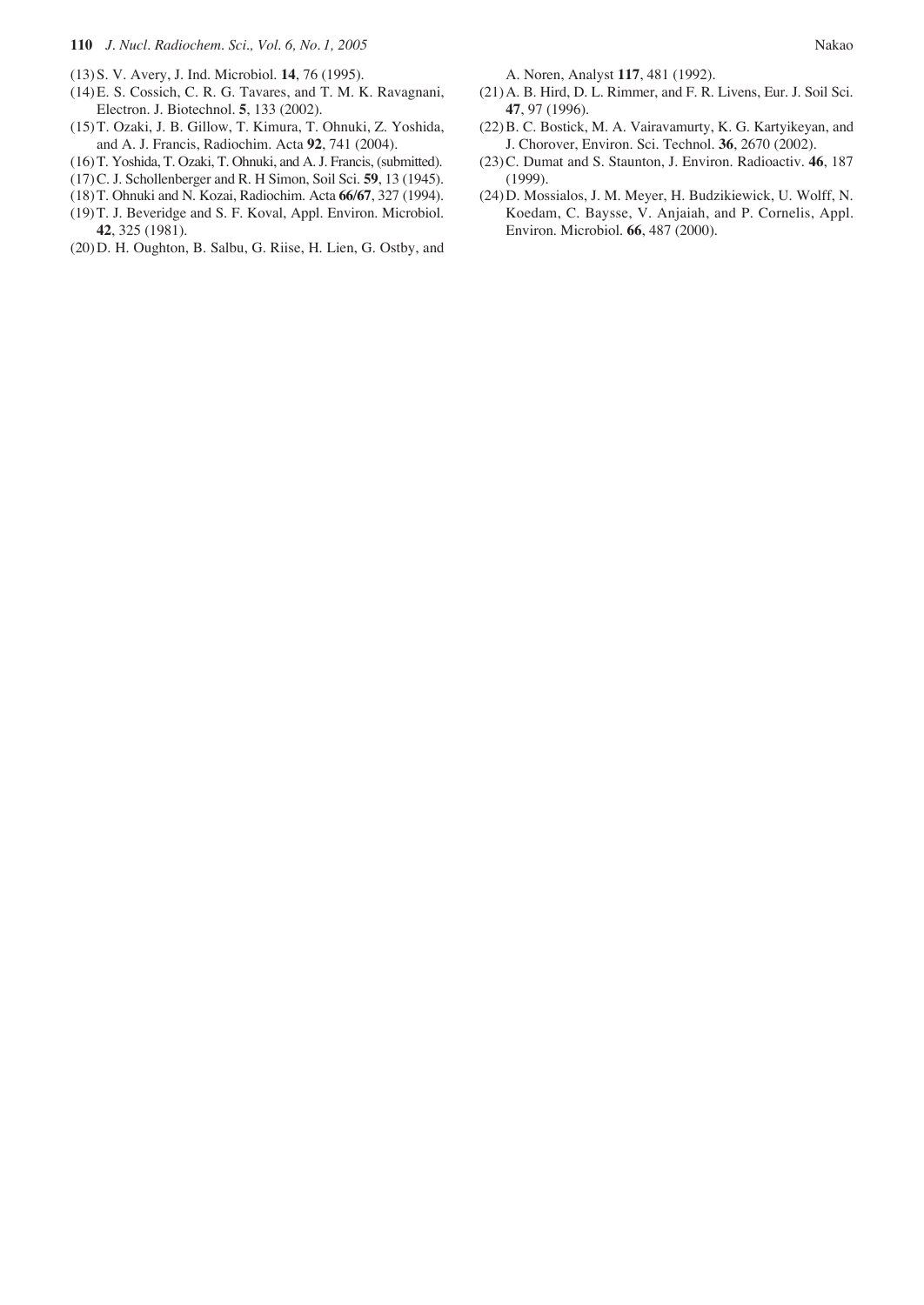(13) S. V. Avery, J. Ind. Microbiol. **14**, 76 (1995).

(14) E. S. Cossich, C. R. G. Tavares, and T. M. K. Ravagnani, Electron. J. Biotechnol. **5**, 133 (2002).

(15) T. Ozaki, J. B. Gillow, T. Kimura, T. Ohnuki, Z. Yoshida, and A. J. Francis, Radiochim. Acta **92**, 741 (2004).

(16) T. Yoshida, T. Ozaki, T. Ohnuki, and A. J. Francis, (submitted).

(17) C. J. Schollenberger and R. H Simon, Soil Sci. **59**, 13 (1945).

(18) T. Ohnuki and N. Kozai, Radiochim. Acta **66/67**, 327 (1994).

(19) T. J. Beveridge and S. F. Koval, Appl. Environ. Microbiol. **42**, 325 (1981).

(20) D. H. Oughton, B. Salbu, G. Riise, H. Lien, G. Ostby, and A. Noren, Analyst **117**, 481 (1992).

(21) A. B. Hird, D. L. Rimmer, and F. R. Livens, Eur. J. Soil Sci. **47**, 97 (1996).

(22) B. C. Bostick, M. A. Vairavamurty, K. G. Kartyikeyan, and J. Chorover, Environ. Sci. Technol. **36**, 2670 (2002).

(23) C. Dumat and S. Staunton, J. Environ. Radioactiv. **46**, 187 (1999).

(24) D. Mossialos, J. M. Meyer, H. Budzikiewick, U. Wolff, N. Koedam, C. Baysse, V. Anjaiah, and P. Cornelis, Appl. Environ. Microbiol. **66**, 487 (2000).